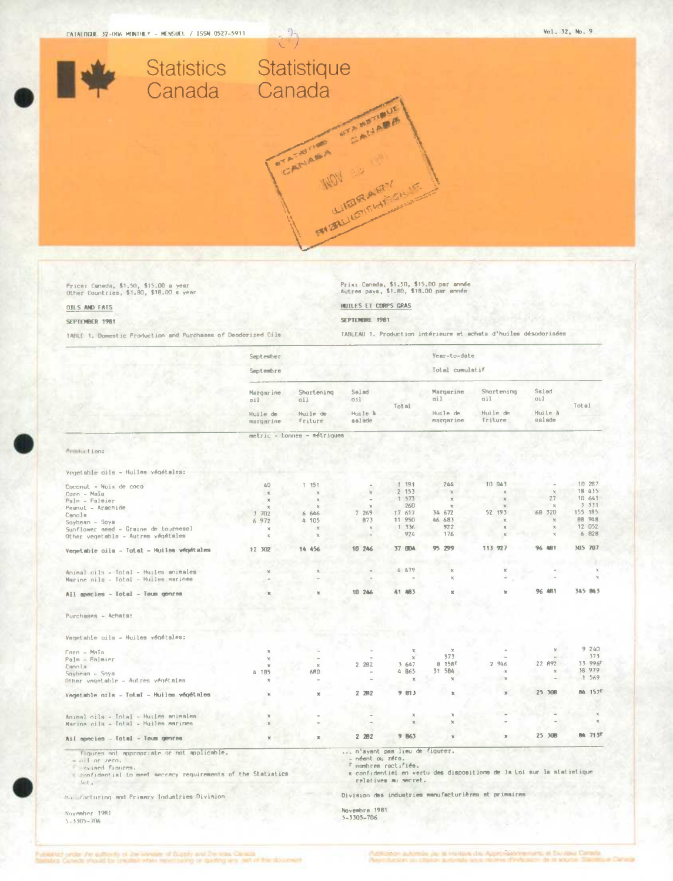CATALOGUE 32-006 MONTHLY - MENSUEL / ISSN 0527-5911

Vol. 32, No. 9

# Statistics Canada / Statistique Canada

Price: Canada, $1.50, $15.00 a year
Other Countries, $1.80, $18.00 a year

Prix: Canada, $1.50, $15.00 par année
Autres pays, $1.80, $18.00 par année

## OILS AND FATS / HUILES ET CORPS GRAS

SEPTEMBER 1981 / SEPTEMBRE 1981

TABLE 1. Domestic Production and Purchases of Deodorized Oils / TABLEAU 1. Production intérieure et achats d'huiles désodorisées

| | September / Septembre | | | | Year-to-date / Total cumulatif | | | |
|---|---|---|---|---|---|---|---|---|
| | Margarine oil / Huile de margarine | Shortening oil / Huile de friture | Salad oil / Huile à salade | Total | Margarine oil / Huile de margarine | Shortening oil / Huile de friture | Salad oil / Huile à salade | Total |
| | metric - tonnes - métriques | | | | | | | |
| **Production:** | | | | | | | | |
| Vegetable oils - Huiles végétales: | | | | | | | | |
| Coconut - Noix de coco | 40 | 1 151 | - | 1 191 | 244 | 10 043 | - | 10 287 |
| Corn - Maïs | x | x | x | 2 153 | x | x | x | 18 435 |
| Palm - Palmier | x | x | - | 1 573 | x | x | 27 | 10 641 |
| Peanut - Arachide | x | x | x | 260 | x | x | x | 3 331 |
| Canola | 3 702 | 6 646 | 7 269 | 17 617 | 34 672 | 52 193 | 68 320 | 155 185 |
| Soybean - Soya | 6 972 | 4 105 | 873 | 11 950 | 46 683 | x | x | 88 948 |
| Sunflower seed - Graine de tournesol | x | x | x | 1 336 | 922 | x | x | 12 052 |
| Other vegetable - Autres végétales | x | x | - | 924 | 176 | x | x | 6 828 |
| **Vegetable oils - Total - Huiles végétales** | 12 302 | 14 456 | 10 246 | 37 004 | 95 299 | 113 927 | 96 481 | 305 707 |
| Animal oils - Total - Huiles animales | x | x | - | 4 479 | x | x | - | x |
| Marine oils - Total - Huiles marines | - | - | - | - | x | - | - | x |
| **All species - Total - Tous genres** | x | x | 10 246 | 41 483 | x | x | 96 481 | 345 843 |
| **Purchases - Achats:** | | | | | | | | |
| Vegetable oils - Huiles végétales: | | | | | | | | |
| Corn - Maïs | x | - | - | x | x | - | x | 9 240 |
| Palm - Palmier | x | - | - | x | 373 | - | - | 373 |
| Canola | x | x | 2 282 | 3 647 | 8 158[r] | 2 946 | 22 892 | 33 996[r] |
| Soybean - Soya | 4 185 | 680 | - | 4 865 | 31 584 | x | x | 38 979 |
| Other vegetable - Autres végétales | x | - | - | x | x | x | - | 1 569 |
| **Vegetable oils - Total - Huiles végétales** | x | x | 2 282 | 9 813 | x | x | 25 308 | 84 157[r] |
| Animal oils - Total - Huiles animales | x | - | - | x | x | - | - | x |
| Marine oils - Total - Huiles marines | x | - | - | x | x | - | - | x |
| **All species - Total - Tous genres** | x | x | 2 282 | 9 863 | x | x | 25 308 | 84 715[r] |

... figures not appropriate or not applicable.
\- nil or zero.
r revised figures.
x confidential to meet secrecy requirements of the Statistics Act.

... n'ayant pas lieu de figurer.
\- néant ou zéro.
r nombres rectifiés.
x confidentiel en vertu des dispositions de la Loi sur la statistique relatives au secret.

Manufacturing and Primary Industries Division

Division des industries manufacturières et primaires

November 1981
5-3305-706

Novembre 1981
5-3305-706

Published under the authority of the Minister of Supply and Services Canada
Statistics Canada should be credited when reproducing or quoting any part of this document

Publication autorisée par le ministre des Approvisionnements et Services Canada
Reproduction ou citation autorisée sous réserve d'indication de la source: Statistique Canada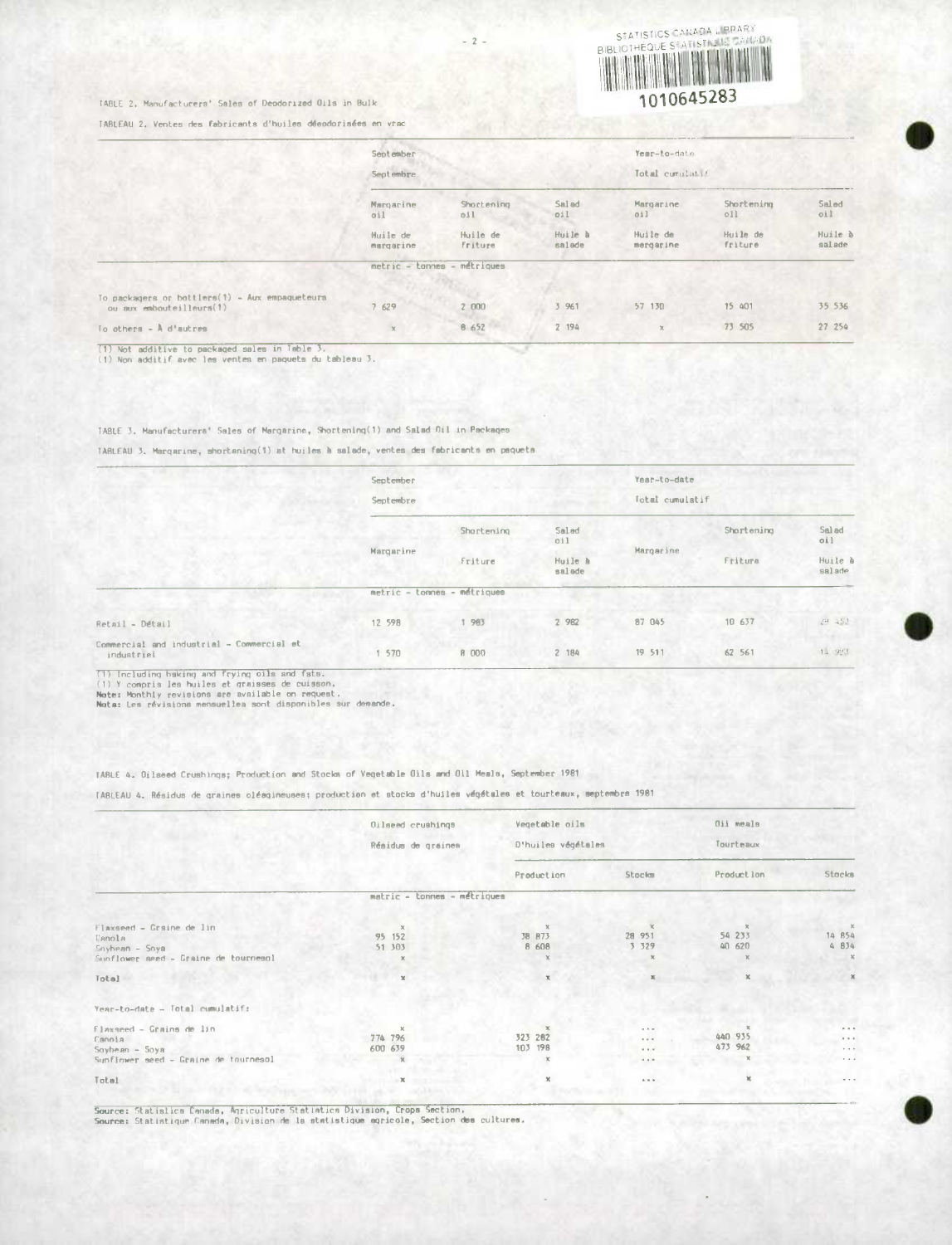STATISTICS CANADA LIBRARY
BIBLIOTHÈQUE STATISTIQUE CANADA
1010645283

TABLE 2. Manufacturers' Sales of Deodorized Oils in Bulk

TABLEAU 2. Ventes des fabricants d'huiles déodorisées en vrac

| | September<br>Septembre | | | Year-to-date<br>Total cumulatif | | |
|---|---|---|---|---|---|---|
| | Margarine oil<br>Huile de margarine | Shortening oil<br>Huile de friture | Salad oil<br>Huile à salade | Margarine oil<br>Huile de margarine | Shortening oil<br>Huile de friture | Salad oil<br>Huile à salade |
| | metric - tonnes - métriques | | | | | |
| To packagers or bottlers(1) - Aux empaqueteurs ou aux embouteilleurs(1) | 7 629 | 2 000 | 3 961 | 57 130 | 15 401 | 35 536 |
| To others - À d'autres | x | 8 652 | 2 194 | x | 73 505 | 27 254 |

(1) Not additive to packaged sales in Table 3.
(1) Non additif avec les ventes en paquets du tableau 3.

TABLE 3. Manufacturers' Sales of Margarine, Shortening(1) and Salad Oil in Packages

TABLEAU 3. Margarine, shortening(1) et huiles à salade, ventes des fabricants en paquets

| | September<br>Septembre | | | Year-to-date<br>Total cumulatif | | |
|---|---|---|---|---|---|---|
| | Margarine | Shortening<br>Friture | Salad oil<br>Huile à salade | Margarine | Shortening<br>Friture | Salad oil<br>Huile à salade |
| | metric - tonnes - métriques | | | | | |
| Retail - Détail | 12 598 | 1 983 | 2 982 | 87 045 | 10 637 | 28 453 |
| Commercial and industrial - Commercial et industriel | 1 570 | 8 000 | 2 184 | 19 511 | 62 561 | 11 923 |

(1) Including baking and frying oils and fats.
(1) Y compris les huiles et graisses de cuisson.
**Note:** Monthly revisions are available on request.
**Nota:** Les révisions mensuelles sont disponibles sur demande.

TABLE 4. Oilseed Crushings; Production and Stocks of Vegetable Oils and Oil Meals, September 1981

TABLEAU 4. Résidus de graines oléagineuses; production et stocks d'huiles végétales et tourteaux, septembre 1981

| | Oilseed crushings<br>Résidus de graines | Vegetable oils<br>D'huiles végétales | | Oil meals<br>Tourteaux | |
|---|---|---|---|---|---|
| | | Production | Stocks | Production | Stocks |
| | metric - tonnes - métriques | | | | |
| Flaxseed - Graine de lin | x | x | x | x | x |
| Canola | 95 152 | 38 873 | 28 951 | 54 233 | 14 854 |
| Soybean - Soya | 51 303 | 8 608 | 3 329 | 40 620 | 4 834 |
| Sunflower seed - Graine de tournesol | x | x | x | x | x |
| Total | x | x | x | x | x |
| Year-to-date - Total cumulatif: | | | | | |
| Flaxseed - Grains de lin | x | x | ... | x | ... |
| Canola | 774 796 | 323 282 | ... | 440 935 | ... |
| Soybean - Soya | 600 639 | 103 198 | ... | 473 962 | ... |
| Sunflower seed - Graine de tournesol | x | x | ... | x | ... |
| Total | x | x | ... | x | ... |

Source: Statistics Canada, Agriculture Statistics Division, Crops Section.
Source: Statistique Canada, Division de la statistique agricole, Section des cultures.